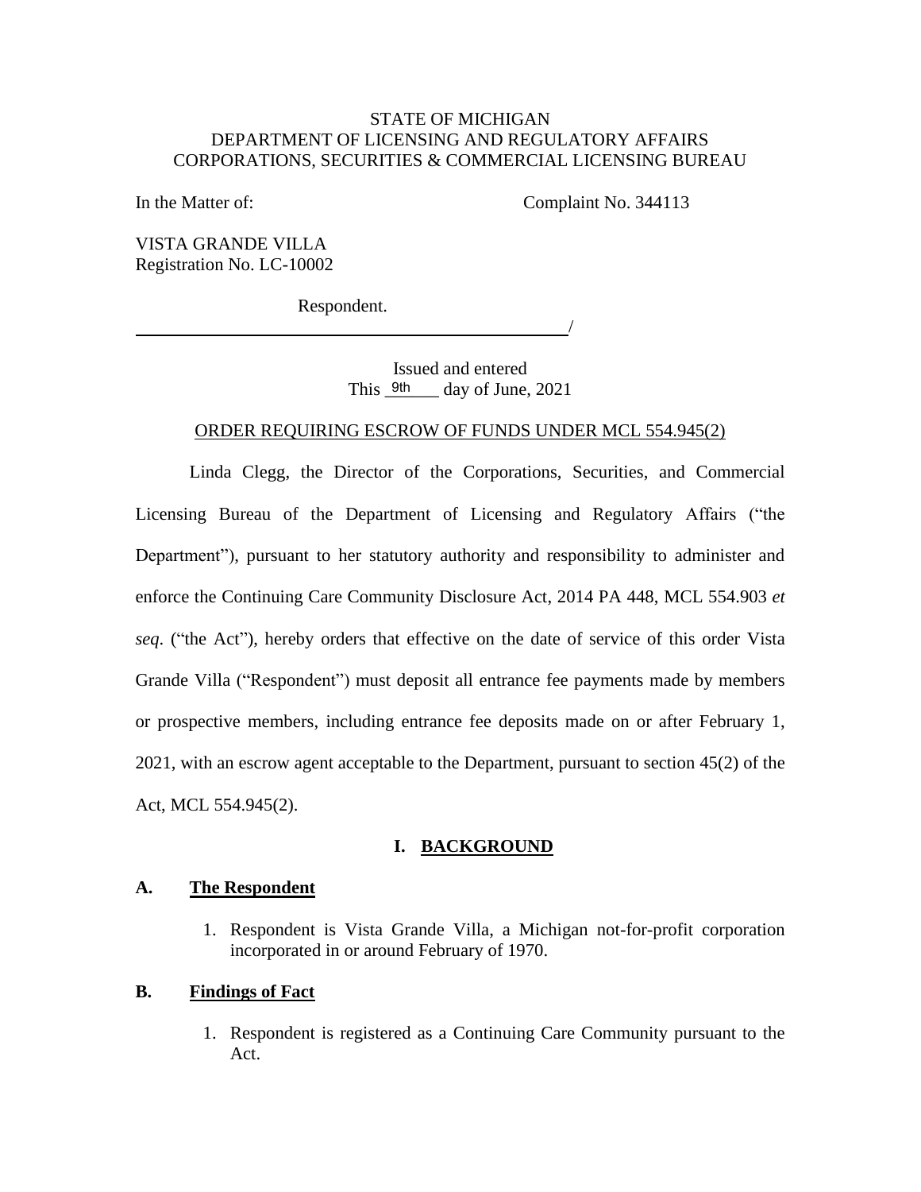STATE OF MICHIGAN
DEPARTMENT OF LICENSING AND REGULATORY AFFAIRS
CORPORATIONS, SECURITIES & COMMERCIAL LICENSING BUREAU

In the Matter of: Complaint No. 344113

VISTA GRANDE VILLA
Registration No. LC-10002

Respondent.
_______________________________________________/

Issued and entered
This 9th day of June, 2021

ORDER REQUIRING ESCROW OF FUNDS UNDER MCL 554.945(2)

Linda Clegg, the Director of the Corporations, Securities, and Commercial Licensing Bureau of the Department of Licensing and Regulatory Affairs ("the Department"), pursuant to her statutory authority and responsibility to administer and enforce the Continuing Care Community Disclosure Act, 2014 PA 448, MCL 554.903 *et seq*. ("the Act"), hereby orders that effective on the date of service of this order Vista Grande Villa ("Respondent") must deposit all entrance fee payments made by members or prospective members, including entrance fee deposits made on or after February 1, 2021, with an escrow agent acceptable to the Department, pursuant to section 45(2) of the Act, MCL 554.945(2).

## I. BACKGROUND

### A. The Respondent

1. Respondent is Vista Grande Villa, a Michigan not-for-profit corporation incorporated in or around February of 1970.

### B. Findings of Fact

1. Respondent is registered as a Continuing Care Community pursuant to the Act.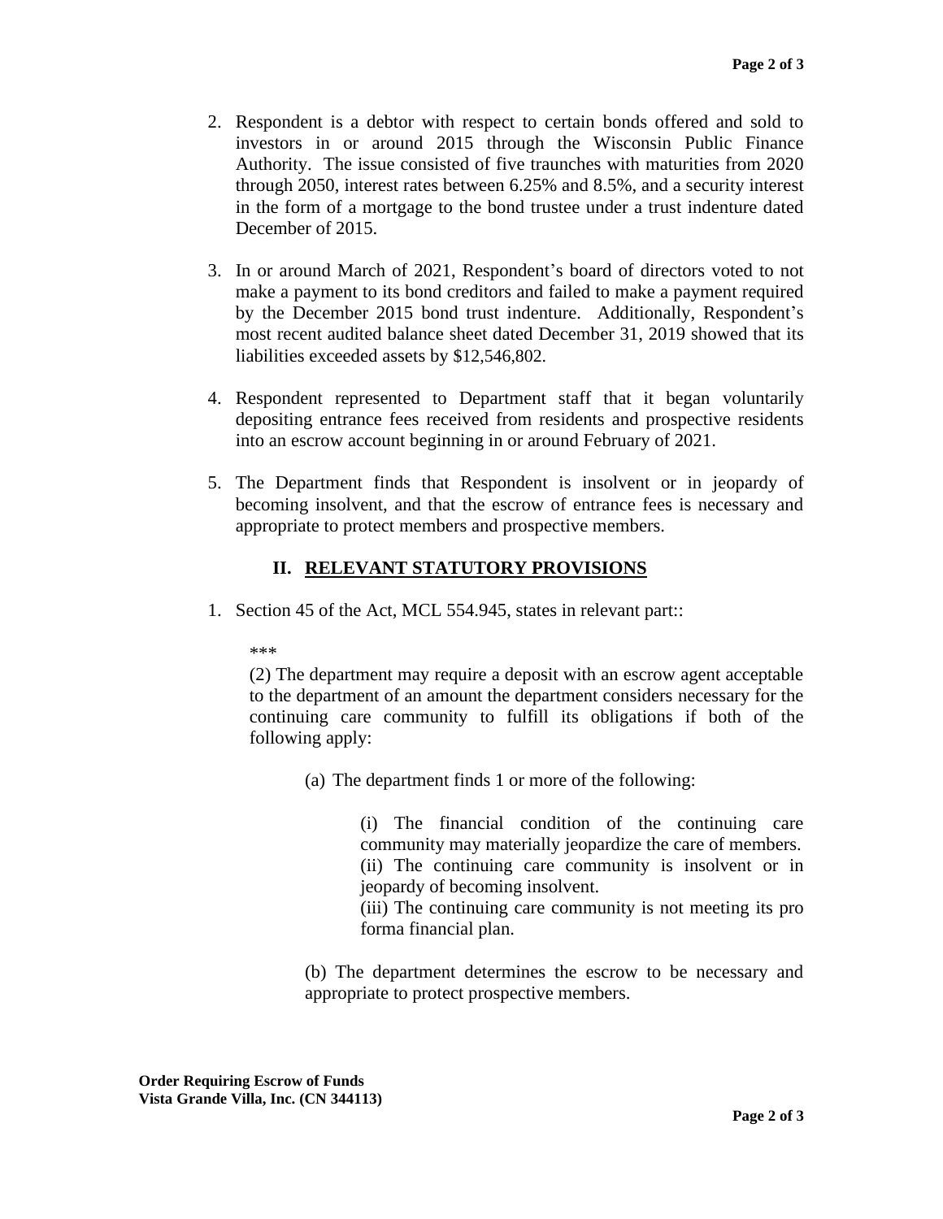2. Respondent is a debtor with respect to certain bonds offered and sold to investors in or around 2015 through the Wisconsin Public Finance Authority. The issue consisted of five traunches with maturities from 2020 through 2050, interest rates between 6.25% and 8.5%, and a security interest in the form of a mortgage to the bond trustee under a trust indenture dated December of 2015.

3. In or around March of 2021, Respondent's board of directors voted to not make a payment to its bond creditors and failed to make a payment required by the December 2015 bond trust indenture. Additionally, Respondent's most recent audited balance sheet dated December 31, 2019 showed that its liabilities exceeded assets by $12,546,802.

4. Respondent represented to Department staff that it began voluntarily depositing entrance fees received from residents and prospective residents into an escrow account beginning in or around February of 2021.

5. The Department finds that Respondent is insolvent or in jeopardy of becoming insolvent, and that the escrow of entrance fees is necessary and appropriate to protect members and prospective members.

## II. RELEVANT STATUTORY PROVISIONS

1. Section 45 of the Act, MCL 554.945, states in relevant part::

   ***

   (2) The department may require a deposit with an escrow agent acceptable to the department of an amount the department considers necessary for the continuing care community to fulfill its obligations if both of the following apply:

   (a) The department finds 1 or more of the following:

   (i) The financial condition of the continuing care community may materially jeopardize the care of members.
   (ii) The continuing care community is insolvent or in jeopardy of becoming insolvent.
   (iii) The continuing care community is not meeting its pro forma financial plan.

   (b) The department determines the escrow to be necessary and appropriate to protect prospective members.

**Order Requiring Escrow of Funds**
**Vista Grande Villa, Inc. (CN 344113)**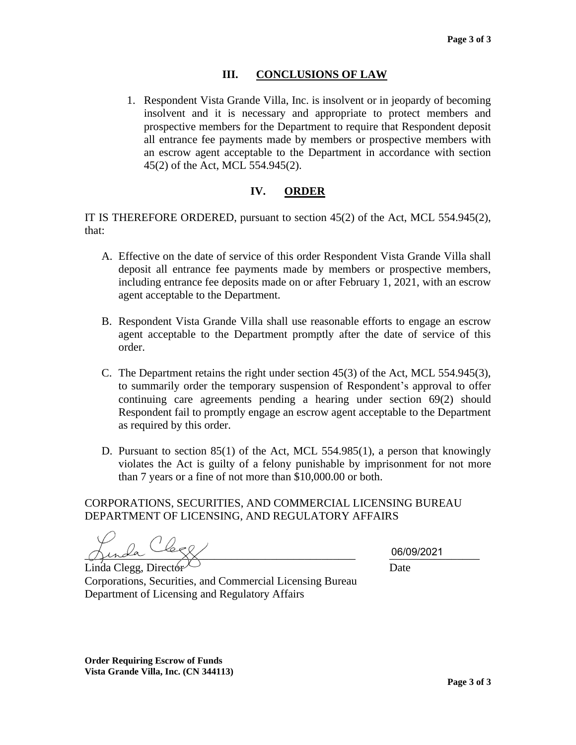## III. CONCLUSIONS OF LAW

1. Respondent Vista Grande Villa, Inc. is insolvent or in jeopardy of becoming insolvent and it is necessary and appropriate to protect members and prospective members for the Department to require that Respondent deposit all entrance fee payments made by members or prospective members with an escrow agent acceptable to the Department in accordance with section 45(2) of the Act, MCL 554.945(2).

## IV. ORDER

IT IS THEREFORE ORDERED, pursuant to section 45(2) of the Act, MCL 554.945(2), that:

A. Effective on the date of service of this order Respondent Vista Grande Villa shall deposit all entrance fee payments made by members or prospective members, including entrance fee deposits made on or after February 1, 2021, with an escrow agent acceptable to the Department.

B. Respondent Vista Grande Villa shall use reasonable efforts to engage an escrow agent acceptable to the Department promptly after the date of service of this order.

C. The Department retains the right under section 45(3) of the Act, MCL 554.945(3), to summarily order the temporary suspension of Respondent's approval to offer continuing care agreements pending a hearing under section 69(2) should Respondent fail to promptly engage an escrow agent acceptable to the Department as required by this order.

D. Pursuant to section 85(1) of the Act, MCL 554.985(1), a person that knowingly violates the Act is guilty of a felony punishable by imprisonment for not more than 7 years or a fine of not more than $10,000.00 or both.

CORPORATIONS, SECURITIES, AND COMMERCIAL LICENSING BUREAU
DEPARTMENT OF LICENSING, AND REGULATORY AFFAIRS

Linda Clegg, Director
Corporations, Securities, and Commercial Licensing Bureau
Department of Licensing and Regulatory Affairs

06/09/2021
Date

**Order Requiring Escrow of Funds**
**Vista Grande Villa, Inc. (CN 344113)**